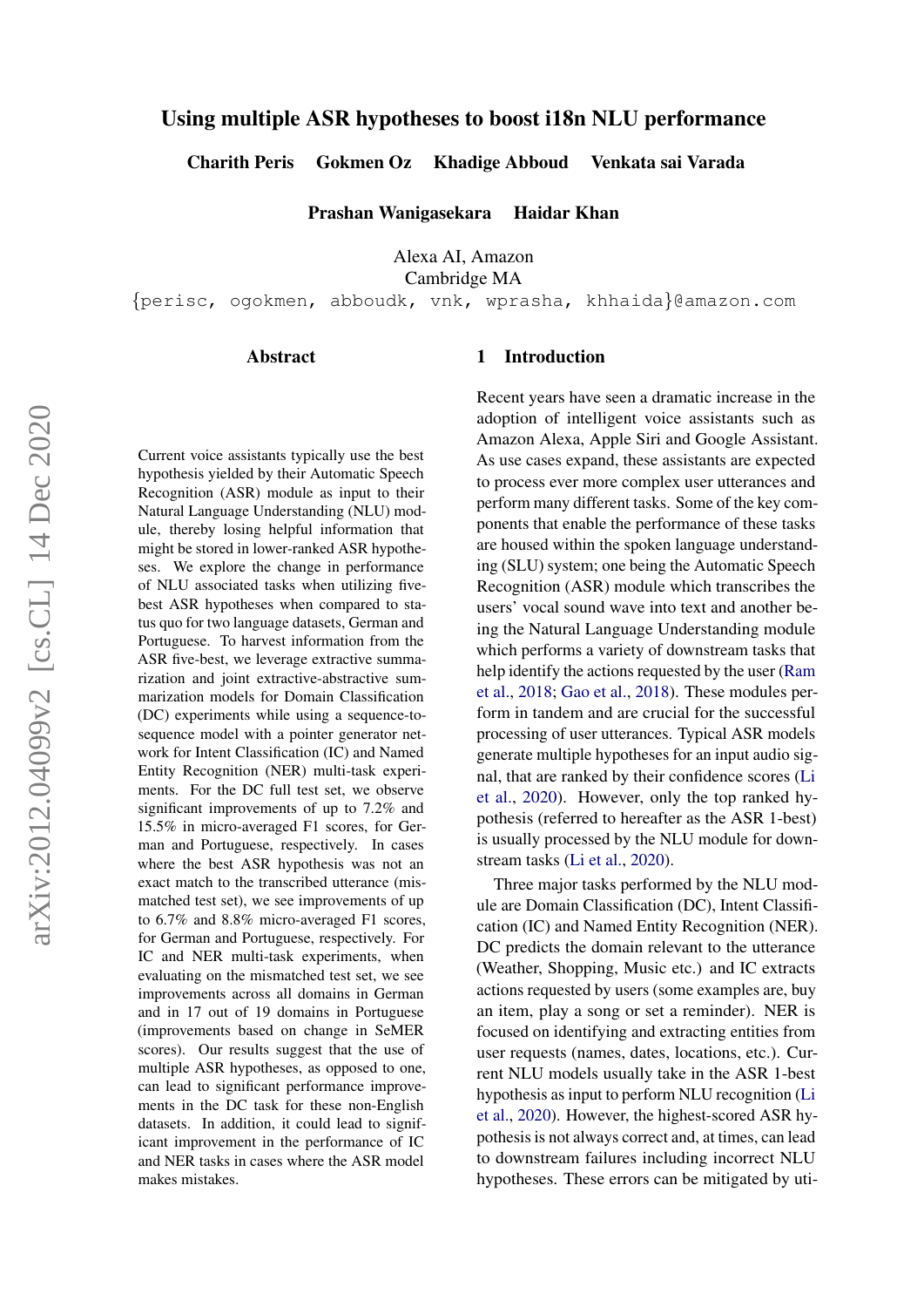# Using multiple ASR hypotheses to boost i18n NLU performance

**Charith Peris  Gokmen Oz  Khadige Abboud  Venkata sai Varada**

**Prashan Wanigasekara  Haidar Khan**

Alexa AI, Amazon
Cambridge MA
{perisc, ogokmen, abboudk, vnk, wprasha, khhaida}@amazon.com

## Abstract

Current voice assistants typically use the best hypothesis yielded by their Automatic Speech Recognition (ASR) module as input to their Natural Language Understanding (NLU) module, thereby losing helpful information that might be stored in lower-ranked ASR hypotheses. We explore the change in performance of NLU associated tasks when utilizing five-best ASR hypotheses when compared to status quo for two language datasets, German and Portuguese. To harvest information from the ASR five-best, we leverage extractive summarization and joint extractive-abstractive summarization models for Domain Classification (DC) experiments while using a sequence-to-sequence model with a pointer generator network for Intent Classification (IC) and Named Entity Recognition (NER) multi-task experiments. For the DC full test set, we observe significant improvements of up to 7.2% and 15.5% in micro-averaged F1 scores, for German and Portuguese, respectively. In cases where the best ASR hypothesis was not an exact match to the transcribed utterance (mismatched test set), we see improvements of up to 6.7% and 8.8% micro-averaged F1 scores, for German and Portuguese, respectively. For IC and NER multi-task experiments, when evaluating on the mismatched test set, we see improvements across all domains in German and in 17 out of 19 domains in Portuguese (improvements based on change in SeMER scores). Our results suggest that the use of multiple ASR hypotheses, as opposed to one, can lead to significant performance improvements in the DC task for these non-English datasets. In addition, it could lead to significant improvement in the performance of IC and NER tasks in cases where the ASR model makes mistakes.

## 1 Introduction

Recent years have seen a dramatic increase in the adoption of intelligent voice assistants such as Amazon Alexa, Apple Siri and Google Assistant. As use cases expand, these assistants are expected to process ever more complex user utterances and perform many different tasks. Some of the key components that enable the performance of these tasks are housed within the spoken language understanding (SLU) system; one being the Automatic Speech Recognition (ASR) module which transcribes the users' vocal sound wave into text and another being the Natural Language Understanding module which performs a variety of downstream tasks that help identify the actions requested by the user (Ram et al., 2018; Gao et al., 2018). These modules perform in tandem and are crucial for the successful processing of user utterances. Typical ASR models generate multiple hypotheses for an input audio signal, that are ranked by their confidence scores (Li et al., 2020). However, only the top ranked hypothesis (referred to hereafter as the ASR 1-best) is usually processed by the NLU module for downstream tasks (Li et al., 2020).

Three major tasks performed by the NLU module are Domain Classification (DC), Intent Classification (IC) and Named Entity Recognition (NER). DC predicts the domain relevant to the utterance (Weather, Shopping, Music etc.) and IC extracts actions requested by users (some examples are, buy an item, play a song or set a reminder). NER is focused on identifying and extracting entities from user requests (names, dates, locations, etc.). Current NLU models usually take in the ASR 1-best hypothesis as input to perform NLU recognition (Li et al., 2020). However, the highest-scored ASR hypothesis is not always correct and, at times, can lead to downstream failures including incorrect NLU hypotheses. These errors can be mitigated by uti-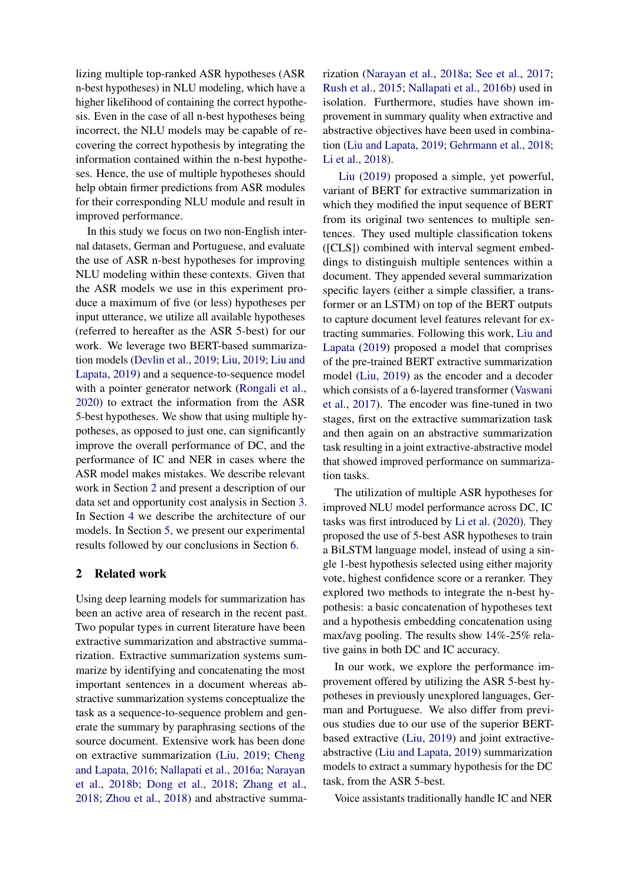lizing multiple top-ranked ASR hypotheses (ASR n-best hypotheses) in NLU modeling, which have a higher likelihood of containing the correct hypothesis. Even in the case of all n-best hypotheses being incorrect, the NLU models may be capable of recovering the correct hypothesis by integrating the information contained within the n-best hypotheses. Hence, the use of multiple hypotheses should help obtain firmer predictions from ASR modules for their corresponding NLU module and result in improved performance.

In this study we focus on two non-English internal datasets, German and Portuguese, and evaluate the use of ASR n-best hypotheses for improving NLU modeling within these contexts. Given that the ASR models we use in this experiment produce a maximum of five (or less) hypotheses per input utterance, we utilize all available hypotheses (referred to hereafter as the ASR 5-best) for our work. We leverage two BERT-based summarization models (Devlin et al., 2019; Liu, 2019; Liu and Lapata, 2019) and a sequence-to-sequence model with a pointer generator network (Rongali et al., 2020) to extract the information from the ASR 5-best hypotheses. We show that using multiple hypotheses, as opposed to just one, can significantly improve the overall performance of DC, and the performance of IC and NER in cases where the ASR model makes mistakes. We describe relevant work in Section 2 and present a description of our data set and opportunity cost analysis in Section 3. In Section 4 we describe the architecture of our models. In Section 5, we present our experimental results followed by our conclusions in Section 6.

## 2 Related work

Using deep learning models for summarization has been an active area of research in the recent past. Two popular types in current literature have been extractive summarization and abstractive summarization. Extractive summarization systems summarize by identifying and concatenating the most important sentences in a document whereas abstractive summarization systems conceptualize the task as a sequence-to-sequence problem and generate the summary by paraphrasing sections of the source document. Extensive work has been done on extractive summarization (Liu, 2019; Cheng and Lapata, 2016; Nallapati et al., 2016a; Narayan et al., 2018b; Dong et al., 2018; Zhang et al., 2018; Zhou et al., 2018) and abstractive summarization (Narayan et al., 2018a; See et al., 2017; Rush et al., 2015; Nallapati et al., 2016b) used in isolation. Furthermore, studies have shown improvement in summary quality when extractive and abstractive objectives have been used in combination (Liu and Lapata, 2019; Gehrmann et al., 2018; Li et al., 2018).

Liu (2019) proposed a simple, yet powerful, variant of BERT for extractive summarization in which they modified the input sequence of BERT from its original two sentences to multiple sentences. They used multiple classification tokens ([CLS]) combined with interval segment embeddings to distinguish multiple sentences within a document. They appended several summarization specific layers (either a simple classifier, a transformer or an LSTM) on top of the BERT outputs to capture document level features relevant for extracting summaries. Following this work, Liu and Lapata (2019) proposed a model that comprises of the pre-trained BERT extractive summarization model (Liu, 2019) as the encoder and a decoder which consists of a 6-layered transformer (Vaswani et al., 2017). The encoder was fine-tuned in two stages, first on the extractive summarization task and then again on an abstractive summarization task resulting in a joint extractive-abstractive model that showed improved performance on summarization tasks.

The utilization of multiple ASR hypotheses for improved NLU model performance across DC, IC tasks was first introduced by Li et al. (2020). They proposed the use of 5-best ASR hypotheses to train a BiLSTM language model, instead of using a single 1-best hypothesis selected using either majority vote, highest confidence score or a reranker. They explored two methods to integrate the n-best hypothesis: a basic concatenation of hypotheses text and a hypothesis embedding concatenation using max/avg pooling. The results show 14%-25% relative gains in both DC and IC accuracy.

In our work, we explore the performance improvement offered by utilizing the ASR 5-best hypotheses in previously unexplored languages, German and Portuguese. We also differ from previous studies due to our use of the superior BERT-based extractive (Liu, 2019) and joint extractive-abstractive (Liu and Lapata, 2019) summarization models to extract a summary hypothesis for the DC task, from the ASR 5-best.

Voice assistants traditionally handle IC and NER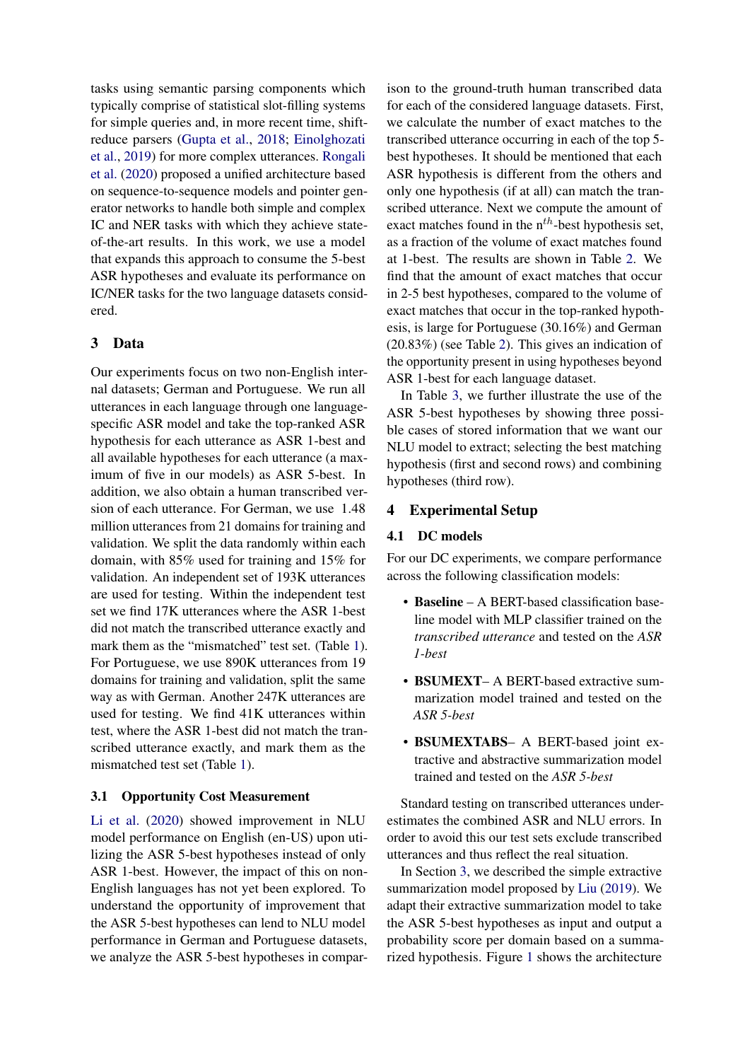tasks using semantic parsing components which typically comprise of statistical slot-filling systems for simple queries and, in more recent time, shift-reduce parsers (Gupta et al., 2018; Einolghozati et al., 2019) for more complex utterances. Rongali et al. (2020) proposed a unified architecture based on sequence-to-sequence models and pointer generator networks to handle both simple and complex IC and NER tasks with which they achieve state-of-the-art results. In this work, we use a model that expands this approach to consume the 5-best ASR hypotheses and evaluate its performance on IC/NER tasks for the two language datasets considered.

## 3 Data

Our experiments focus on two non-English internal datasets; German and Portuguese. We run all utterances in each language through one language-specific ASR model and take the top-ranked ASR hypothesis for each utterance as ASR 1-best and all available hypotheses for each utterance (a maximum of five in our models) as ASR 5-best. In addition, we also obtain a human transcribed version of each utterance. For German, we use 1.48 million utterances from 21 domains for training and validation. We split the data randomly within each domain, with 85% used for training and 15% for validation. An independent set of 193K utterances are used for testing. Within the independent test set we find 17K utterances where the ASR 1-best did not match the transcribed utterance exactly and mark them as the "mismatched" test set. (Table 1). For Portuguese, we use 890K utterances from 19 domains for training and validation, split the same way as with German. Another 247K utterances are used for testing. We find 41K utterances within test, where the ASR 1-best did not match the transcribed utterance exactly, and mark them as the mismatched test set (Table 1).

### 3.1 Opportunity Cost Measurement

Li et al. (2020) showed improvement in NLU model performance on English (en-US) upon utilizing the ASR 5-best hypotheses instead of only ASR 1-best. However, the impact of this on non-English languages has not yet been explored. To understand the opportunity of improvement that the ASR 5-best hypotheses can lend to NLU model performance in German and Portuguese datasets, we analyze the ASR 5-best hypotheses in comparison to the ground-truth human transcribed data for each of the considered language datasets. First, we calculate the number of exact matches to the transcribed utterance occurring in each of the top 5-best hypotheses. It should be mentioned that each ASR hypothesis is different from the others and only one hypothesis (if at all) can match the transcribed utterance. Next we compute the amount of exact matches found in the n$^{th}$-best hypothesis set, as a fraction of the volume of exact matches found at 1-best. The results are shown in Table 2. We find that the amount of exact matches that occur in 2-5 best hypotheses, compared to the volume of exact matches that occur in the top-ranked hypothesis, is large for Portuguese (30.16%) and German (20.83%) (see Table 2). This gives an indication of the opportunity present in using hypotheses beyond ASR 1-best for each language dataset.

In Table 3, we further illustrate the use of the ASR 5-best hypotheses by showing three possible cases of stored information that we want our NLU model to extract; selecting the best matching hypothesis (first and second rows) and combining hypotheses (third row).

## 4 Experimental Setup

### 4.1 DC models

For our DC experiments, we compare performance across the following classification models:

- **Baseline** – A BERT-based classification baseline model with MLP classifier trained on the *transcribed utterance* and tested on the *ASR 1-best*
- **BSUMEXT**– A BERT-based extractive summarization model trained and tested on the *ASR 5-best*
- **BSUMEXTABS**– A BERT-based joint extractive and abstractive summarization model trained and tested on the *ASR 5-best*

Standard testing on transcribed utterances underestimates the combined ASR and NLU errors. In order to avoid this our test sets exclude transcribed utterances and thus reflect the real situation.

In Section 3, we described the simple extractive summarization model proposed by Liu (2019). We adapt their extractive summarization model to take the ASR 5-best hypotheses as input and output a probability score per domain based on a summarized hypothesis. Figure 1 shows the architecture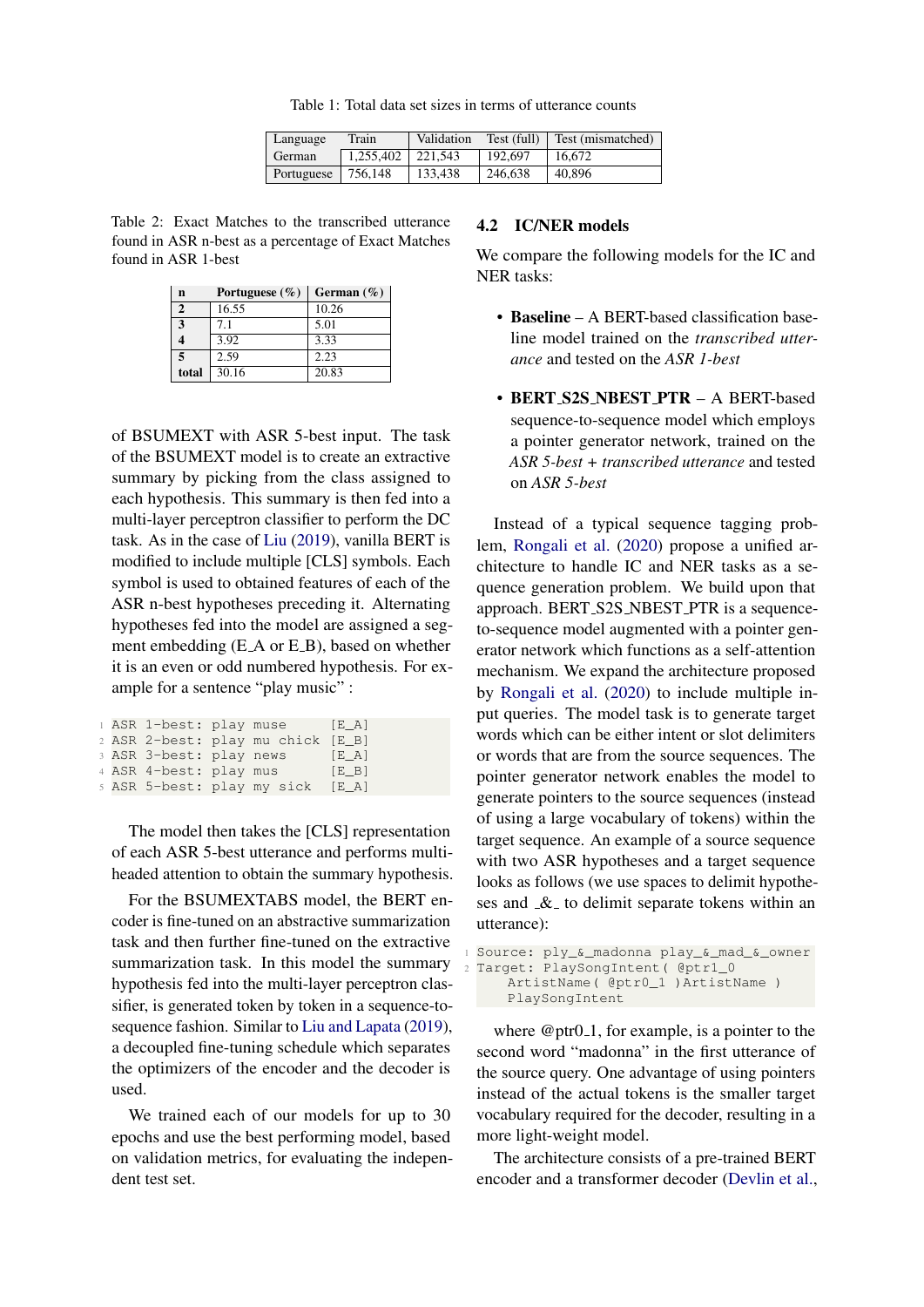Table 1: Total data set sizes in terms of utterance counts

| Language | Train | Validation | Test (full) | Test (mismatched) |
|---|---|---|---|---|
| German | 1,255,402 | 221,543 | 192,697 | 16,672 |
| Portuguese | 756,148 | 133,438 | 246,638 | 40,896 |

Table 2: Exact Matches to the transcribed utterance found in ASR n-best as a percentage of Exact Matches found in ASR 1-best

| n | Portuguese (%) | German (%) |
|---|---|---|
| **2** | 16.55 | 10.26 |
| **3** | 7.1 | 5.01 |
| **4** | 3.92 | 3.33 |
| **5** | 2.59 | 2.23 |
| **total** | 30.16 | 20.83 |

of BSUMEXT with ASR 5-best input. The task of the BSUMEXT model is to create an extractive summary by picking from the class assigned to each hypothesis. This summary is then fed into a multi-layer perceptron classifier to perform the DC task. As in the case of Liu (2019), vanilla BERT is modified to include multiple [CLS] symbols. Each symbol is used to obtained features of each of the ASR n-best hypotheses preceding it. Alternating hypotheses fed into the model are assigned a segment embedding (E_A or E_B), based on whether it is an even or odd numbered hypothesis. For example for a sentence "play music" :

```
ASR 1-best: play muse      [E_A]
ASR 2-best: play mu chick  [E_B]
ASR 3-best: play news      [E_A]
ASR 4-best: play mus       [E_B]
ASR 5-best: play my sick   [E_A]
```

The model then takes the [CLS] representation of each ASR 5-best utterance and performs multi-headed attention to obtain the summary hypothesis.

For the BSUMEXTABS model, the BERT encoder is fine-tuned on an abstractive summarization task and then further fine-tuned on the extractive summarization task. In this model the summary hypothesis fed into the multi-layer perceptron classifier, is generated token by token in a sequence-to-sequence fashion. Similar to Liu and Lapata (2019), a decoupled fine-tuning schedule which separates the optimizers of the encoder and the decoder is used.

We trained each of our models for up to 30 epochs and use the best performing model, based on validation metrics, for evaluating the independent test set.

## 4.2 IC/NER models

We compare the following models for the IC and NER tasks:

- **Baseline** – A BERT-based classification baseline model trained on the *transcribed utterance* and tested on the *ASR 1-best*
- **BERT_S2S_NBEST_PTR** – A BERT-based sequence-to-sequence model which employs a pointer generator network, trained on the *ASR 5-best + transcribed utterance* and tested on *ASR 5-best*

Instead of a typical sequence tagging problem, Rongali et al. (2020) propose a unified architecture to handle IC and NER tasks as a sequence generation problem. We build upon that approach. BERT_S2S_NBEST_PTR is a sequence-to-sequence model augmented with a pointer generator network which functions as a self-attention mechanism. We expand the architecture proposed by Rongali et al. (2020) to include multiple input queries. The model task is to generate target words which can be either intent or slot delimiters or words that are from the source sequences. The pointer generator network enables the model to generate pointers to the source sequences (instead of using a large vocabulary of tokens) within the target sequence. An example of a source sequence with two ASR hypotheses and a target sequence looks as follows (we use spaces to delimit hypotheses and _&_ to delimit separate tokens within an utterance):

```
Source: ply_&_madonna play_&_mad_&_owner
Target: PlaySongIntent( @ptr1_0
    ArtistName( @ptr0_1 )ArtistName )
    PlaySongIntent
```

where @ptr0_1, for example, is a pointer to the second word "madonna" in the first utterance of the source query. One advantage of using pointers instead of the actual tokens is the smaller target vocabulary required for the decoder, resulting in a more light-weight model.

The architecture consists of a pre-trained BERT encoder and a transformer decoder (Devlin et al.,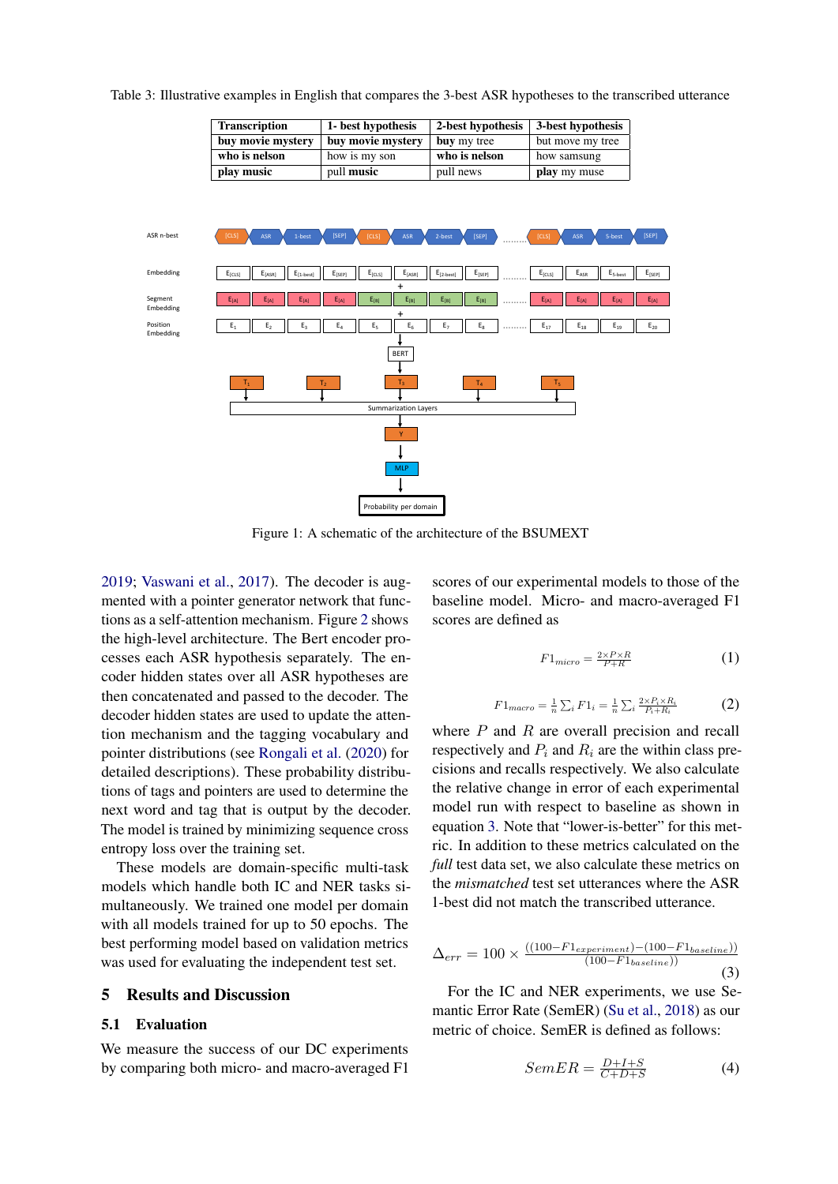Table 3: Illustrative examples in English that compares the 3-best ASR hypotheses to the transcribed utterance

| Transcription | 1- best hypothesis | 2-best hypothesis | 3-best hypothesis |
|---|---|---|---|
| **buy movie mystery** | **buy movie mystery** | **buy** my tree | but move my tree |
| **who is nelson** | how is my son | **who is nelson** | how samsung |
| **play music** | pull **music** | pull news | **play** my muse |

Figure 1: A schematic of the architecture of the BSUMEXT

2019; Vaswani et al., 2017). The decoder is augmented with a pointer generator network that functions as a self-attention mechanism. Figure 2 shows the high-level architecture. The Bert encoder processes each ASR hypothesis separately. The encoder hidden states over all ASR hypotheses are then concatenated and passed to the decoder. The decoder hidden states are used to update the attention mechanism and the tagging vocabulary and pointer distributions (see Rongali et al. (2020) for detailed descriptions). These probability distributions of tags and pointers are used to determine the next word and tag that is output by the decoder. The model is trained by minimizing sequence cross entropy loss over the training set.

These models are domain-specific multi-task models which handle both IC and NER tasks simultaneously. We trained one model per domain with all models trained for up to 50 epochs. The best performing model based on validation metrics was used for evaluating the independent test set.

## 5 Results and Discussion

### 5.1 Evaluation

We measure the success of our DC experiments by comparing both micro- and macro-averaged F1 scores of our experimental models to those of the baseline model. Micro- and macro-averaged F1 scores are defined as

$$F1_{micro} = \frac{2 \times P \times R}{P + R} \tag{1}$$

$$F1_{macro} = \frac{1}{n}\sum_i F1_i = \frac{1}{n}\sum_i \frac{2 \times P_i \times R_i}{P_i + R_i} \tag{2}$$

where $P$ and $R$ are overall precision and recall respectively and $P_i$ and $R_i$ are the within class precisions and recalls respectively. We also calculate the relative change in error of each experimental model run with respect to baseline as shown in equation 3. Note that "lower-is-better" for this metric. In addition to these metrics calculated on the *full* test data set, we also calculate these metrics on the *mismatched* test set utterances where the ASR 1-best did not match the transcribed utterance.

$$\Delta_{err} = 100 \times \frac{((100 - F1_{experiment}) - (100 - F1_{baseline}))}{(100 - F1_{baseline})} \tag{3}$$

For the IC and NER experiments, we use Semantic Error Rate (SemER) (Su et al., 2018) as our metric of choice. SemER is defined as follows:

$$SemER = \frac{D + I + S}{C + D + S} \tag{4}$$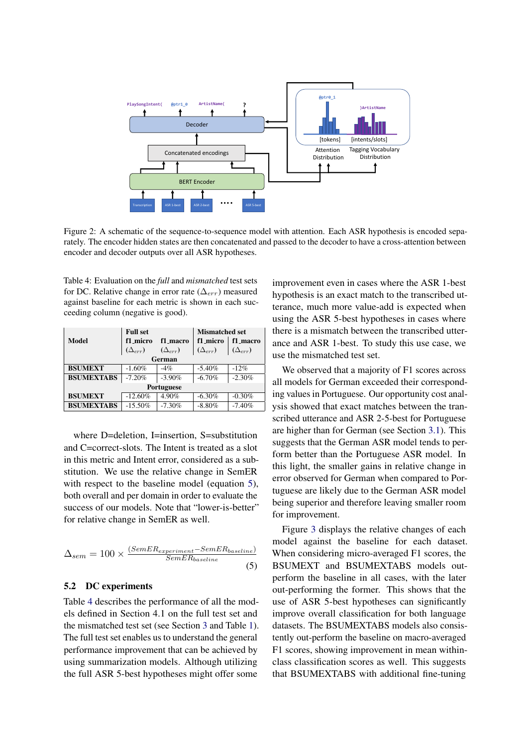Figure 2: A schematic of the sequence-to-sequence model with attention. Each ASR hypothesis is encoded separately. The encoder hidden states are then concatenated and passed to the decoder to have a cross-attention between encoder and decoder outputs over all ASR hypotheses.

Table 4: Evaluation on the *full* and *mismatched* test sets for DC. Relative change in error rate ($\Delta_{err}$) measured against baseline for each metric is shown in each succeeding column (negative is good).

| Model | Full set f1_micro ($\Delta_{err}$) | Full set f1_macro ($\Delta_{err}$) | Mismatched set f1_micro ($\Delta_{err}$) | Mismatched set f1_macro ($\Delta_{err}$) |
|---|---|---|---|---|
| | | **German** | | |
| **BSUMEXT** | -1.60% | -4% | -5.40% | -12% |
| **BSUMEXTABS** | -7.20% | -3.90% | -6.70% | -2.30% |
| | | **Portuguese** | | |
| **BSUMEXT** | -12.60% | 4.90% | -6.30% | -0.30% |
| **BSUMEXTABS** | -15.50% | -7.30% | -8.80% | -7.40% |

where D=deletion, I=insertion, S=substitution and C=correct-slots. The Intent is treated as a slot in this metric and Intent error, considered as a substitution. We use the relative change in SemER with respect to the baseline model (equation 5), both overall and per domain in order to evaluate the success of our models. Note that "lower-is-better" for relative change in SemER as well.

$$\Delta_{sem} = 100 \times \frac{(SemER_{experiment} - SemER_{baseline})}{SemER_{baseline}} \quad (5)$$

## 5.2 DC experiments

Table 4 describes the performance of all the models defined in Section 4.1 on the full test set and the mismatched test set (see Section 3 and Table 1). The full test set enables us to understand the general performance improvement that can be achieved by using summarization models. Although utilizing the full ASR 5-best hypotheses might offer some improvement even in cases where the ASR 1-best hypothesis is an exact match to the transcribed utterance, much more value-add is expected when using the ASR 5-best hypotheses in cases where there is a mismatch between the transcribed utterance and ASR 1-best. To study this use case, we use the mismatched test set.

We observed that a majority of F1 scores across all models for German exceeded their corresponding values in Portuguese. Our opportunity cost analysis showed that exact matches between the transcribed utterance and ASR 2-5-best for Portuguese are higher than for German (see Section 3.1). This suggests that the German ASR model tends to perform better than the Portuguese ASR model. In this light, the smaller gains in relative change in error observed for German when compared to Portuguese are likely due to the German ASR model being superior and therefore leaving smaller room for improvement.

Figure 3 displays the relative changes of each model against the baseline for each dataset. When considering micro-averaged F1 scores, the BSUMEXT and BSUMEXTABS models outperform the baseline in all cases, with the later out-performing the former. This shows that the use of ASR 5-best hypotheses can significantly improve overall classification for both language datasets. The BSUMEXTABS models also consistently out-perform the baseline on macro-averaged F1 scores, showing improvement in mean within-class classification scores as well. This suggests that BSUMEXTABS with additional fine-tuning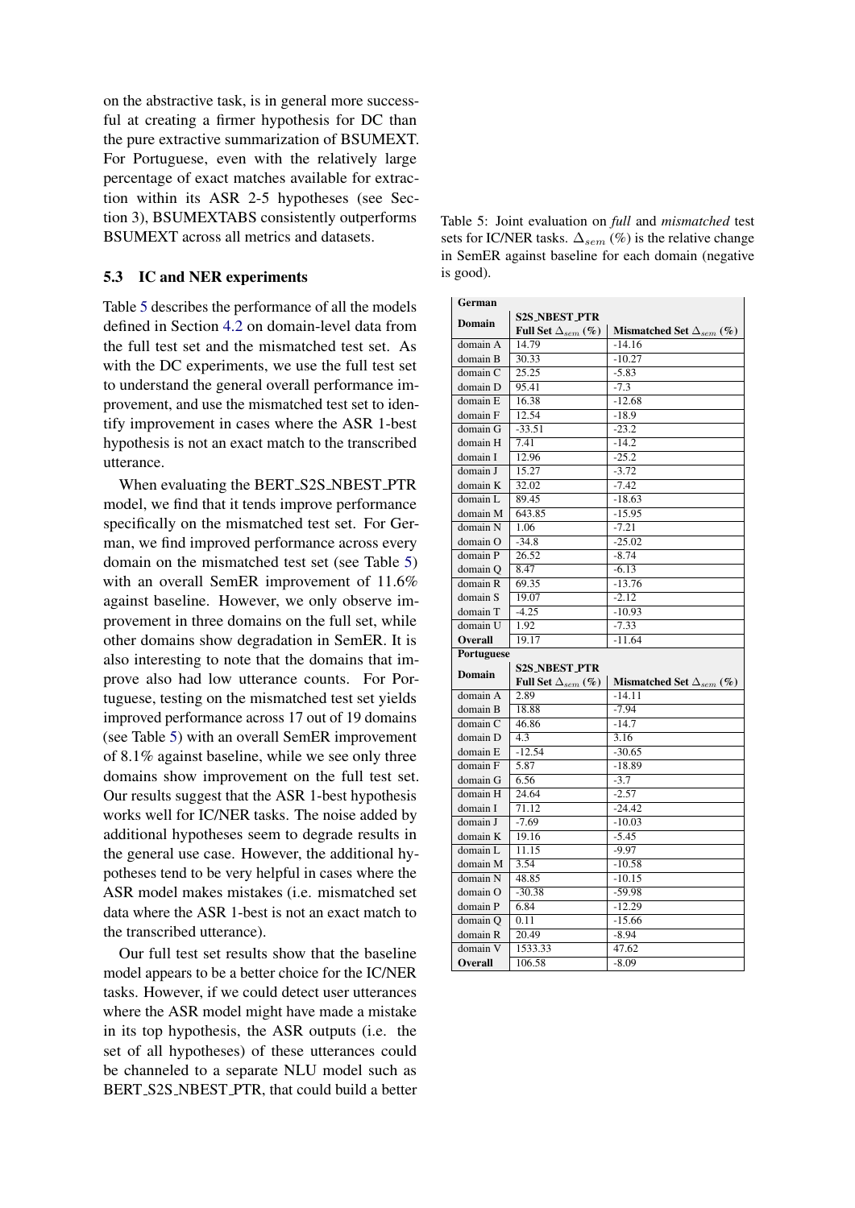on the abstractive task, is in general more successful at creating a firmer hypothesis for DC than the pure extractive summarization of BSUMEXT. For Portuguese, even with the relatively large percentage of exact matches available for extraction within its ASR 2-5 hypotheses (see Section 3), BSUMEXTABS consistently outperforms BSUMEXT across all metrics and datasets.

### 5.3 IC and NER experiments

Table 5 describes the performance of all the models defined in Section 4.2 on domain-level data from the full test set and the mismatched test set. As with the DC experiments, we use the full test set to understand the general overall performance improvement, and use the mismatched test set to identify improvement in cases where the ASR 1-best hypothesis is not an exact match to the transcribed utterance.

When evaluating the BERT_S2S_NBEST_PTR model, we find that it tends improve performance specifically on the mismatched test set. For German, we find improved performance across every domain on the mismatched test set (see Table 5) with an overall SemER improvement of 11.6% against baseline. However, we only observe improvement in three domains on the full set, while other domains show degradation in SemER. It is also interesting to note that the domains that improve also had low utterance counts. For Portuguese, testing on the mismatched test set yields improved performance across 17 out of 19 domains (see Table 5) with an overall SemER improvement of 8.1% against baseline, while we see only three domains show improvement on the full test set. Our results suggest that the ASR 1-best hypothesis works well for IC/NER tasks. The noise added by additional hypotheses seem to degrade results in the general use case. However, the additional hypotheses tend to be very helpful in cases where the ASR model makes mistakes (i.e. mismatched set data where the ASR 1-best is not an exact match to the transcribed utterance).

Our full test set results show that the baseline model appears to be a better choice for the IC/NER tasks. However, if we could detect user utterances where the ASR model might have made a mistake in its top hypothesis, the ASR outputs (i.e. the set of all hypotheses) of these utterances could be channeled to a separate NLU model such as BERT_S2S_NBEST_PTR, that could build a better

Table 5: Joint evaluation on *full* and *mismatched* test sets for IC/NER tasks. $\Delta_{sem}$ (%) is the relative change in SemER against baseline for each domain (negative is good).

| **German** | | |
|---|---|---|
| **Domain** | **S2S_NBEST_PTR** | |
| | **Full Set $\Delta_{sem}$ (%)** | **Mismatched Set $\Delta_{sem}$ (%)** |
| domain A | 14.79 | -14.16 |
| domain B | 30.33 | -10.27 |
| domain C | 25.25 | -5.83 |
| domain D | 95.41 | -7.3 |
| domain E | 16.38 | -12.68 |
| domain F | 12.54 | -18.9 |
| domain G | -33.51 | -23.2 |
| domain H | 7.41 | -14.2 |
| domain I | 12.96 | -25.2 |
| domain J | 15.27 | -3.72 |
| domain K | 32.02 | -7.42 |
| domain L | 89.45 | -18.63 |
| domain M | 643.85 | -15.95 |
| domain N | 1.06 | -7.21 |
| domain O | -34.8 | -25.02 |
| domain P | 26.52 | -8.74 |
| domain Q | 8.47 | -6.13 |
| domain R | 69.35 | -13.76 |
| domain S | 19.07 | -2.12 |
| domain T | -4.25 | -10.93 |
| domain U | 1.92 | -7.33 |
| **Overall** | 19.17 | -11.64 |
| **Portuguese** | | |
| **Domain** | **S2S_NBEST_PTR** | |
| | **Full Set $\Delta_{sem}$ (%)** | **Mismatched Set $\Delta_{sem}$ (%)** |
| domain A | 2.89 | -14.11 |
| domain B | 18.88 | -7.94 |
| domain C | 46.86 | -14.7 |
| domain D | 4.3 | 3.16 |
| domain E | -12.54 | -30.65 |
| domain F | 5.87 | -18.89 |
| domain G | 6.56 | -3.7 |
| domain H | 24.64 | -2.57 |
| domain I | 71.12 | -24.42 |
| domain J | -7.69 | -10.03 |
| domain K | 19.16 | -5.45 |
| domain L | 11.15 | -9.97 |
| domain M | 3.54 | -10.58 |
| domain N | 48.85 | -10.15 |
| domain O | -30.38 | -59.98 |
| domain P | 6.84 | -12.29 |
| domain Q | 0.11 | -15.66 |
| domain R | 20.49 | -8.94 |
| domain V | 1533.33 | 47.62 |
| **Overall** | 106.58 | -8.09 |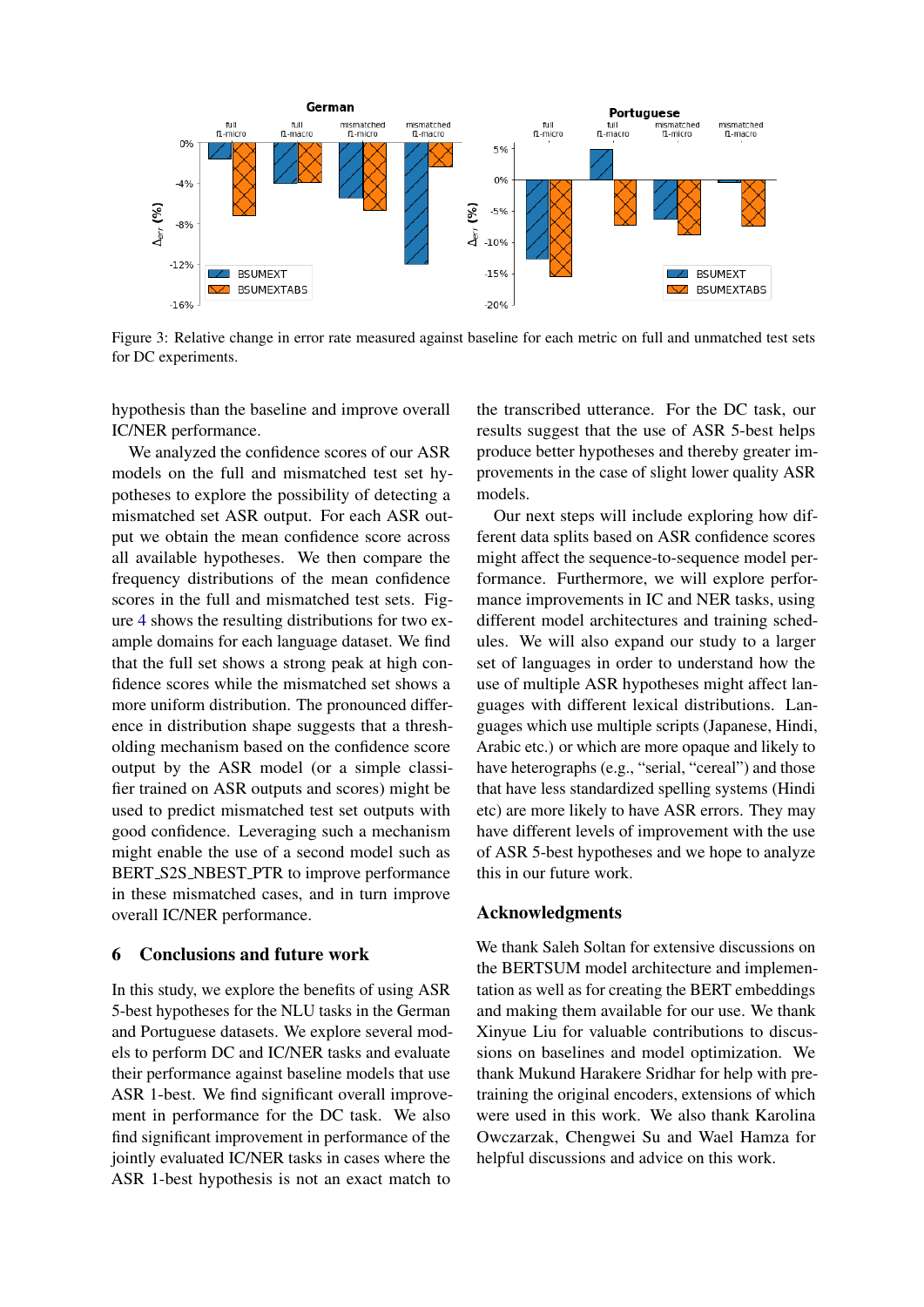Figure 3: Relative change in error rate measured against baseline for each metric on full and unmatched test sets for DC experiments.

hypothesis than the baseline and improve overall IC/NER performance.

We analyzed the confidence scores of our ASR models on the full and mismatched test set hypotheses to explore the possibility of detecting a mismatched set ASR output. For each ASR output we obtain the mean confidence score across all available hypotheses. We then compare the frequency distributions of the mean confidence scores in the full and mismatched test sets. Figure 4 shows the resulting distributions for two example domains for each language dataset. We find that the full set shows a strong peak at high confidence scores while the mismatched set shows a more uniform distribution. The pronounced difference in distribution shape suggests that a thresholding mechanism based on the confidence score output by the ASR model (or a simple classifier trained on ASR outputs and scores) might be used to predict mismatched test set outputs with good confidence. Leveraging such a mechanism might enable the use of a second model such as BERT_S2S_NBEST_PTR to improve performance in these mismatched cases, and in turn improve overall IC/NER performance.

## 6 Conclusions and future work

In this study, we explore the benefits of using ASR 5-best hypotheses for the NLU tasks in the German and Portuguese datasets. We explore several models to perform DC and IC/NER tasks and evaluate their performance against baseline models that use ASR 1-best. We find significant overall improvement in performance for the DC task. We also find significant improvement in performance of the jointly evaluated IC/NER tasks in cases where the ASR 1-best hypothesis is not an exact match to the transcribed utterance. For the DC task, our results suggest that the use of ASR 5-best helps produce better hypotheses and thereby greater improvements in the case of slight lower quality ASR models.

Our next steps will include exploring how different data splits based on ASR confidence scores might affect the sequence-to-sequence model performance. Furthermore, we will explore performance improvements in IC and NER tasks, using different model architectures and training schedules. We will also expand our study to a larger set of languages in order to understand how the use of multiple ASR hypotheses might affect languages with different lexical distributions. Languages which use multiple scripts (Japanese, Hindi, Arabic etc.) or which are more opaque and likely to have heterographs (e.g., "serial, "cereal") and those that have less standardized spelling systems (Hindi etc) are more likely to have ASR errors. They may have different levels of improvement with the use of ASR 5-best hypotheses and we hope to analyze this in our future work.

## Acknowledgments

We thank Saleh Soltan for extensive discussions on the BERTSUM model architecture and implementation as well as for creating the BERT embeddings and making them available for our use. We thank Xinyue Liu for valuable contributions to discussions on baselines and model optimization. We thank Mukund Harakere Sridhar for help with pretraining the original encoders, extensions of which were used in this work. We also thank Karolina Owczarzak, Chengwei Su and Wael Hamza for helpful discussions and advice on this work.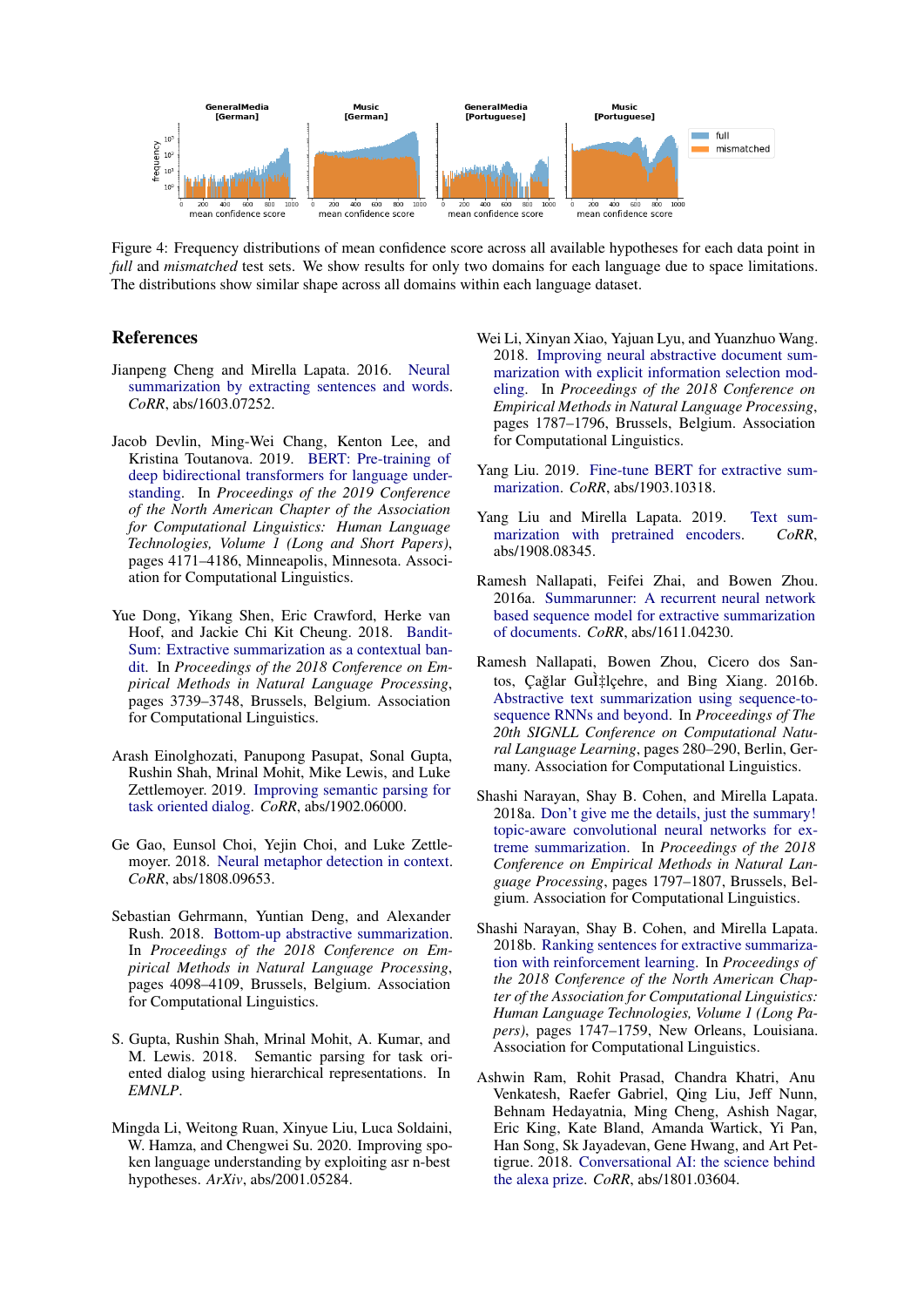Figure 4: Frequency distributions of mean confidence score across all available hypotheses for each data point in *full* and *mismatched* test sets. We show results for only two domains for each language due to space limitations. The distributions show similar shape across all domains within each language dataset.

## References

Jianpeng Cheng and Mirella Lapata. 2016. Neural summarization by extracting sentences and words. *CoRR*, abs/1603.07252.

Jacob Devlin, Ming-Wei Chang, Kenton Lee, and Kristina Toutanova. 2019. BERT: Pre-training of deep bidirectional transformers for language understanding. In *Proceedings of the 2019 Conference of the North American Chapter of the Association for Computational Linguistics: Human Language Technologies, Volume 1 (Long and Short Papers)*, pages 4171–4186, Minneapolis, Minnesota. Association for Computational Linguistics.

Yue Dong, Yikang Shen, Eric Crawford, Herke van Hoof, and Jackie Chi Kit Cheung. 2018. BanditSum: Extractive summarization as a contextual bandit. In *Proceedings of the 2018 Conference on Empirical Methods in Natural Language Processing*, pages 3739–3748, Brussels, Belgium. Association for Computational Linguistics.

Arash Einolghozati, Panupong Pasupat, Sonal Gupta, Rushin Shah, Mrinal Mohit, Mike Lewis, and Luke Zettlemoyer. 2019. Improving semantic parsing for task oriented dialog. *CoRR*, abs/1902.06000.

Ge Gao, Eunsol Choi, Yejin Choi, and Luke Zettlemoyer. 2018. Neural metaphor detection in context. *CoRR*, abs/1808.09653.

Sebastian Gehrmann, Yuntian Deng, and Alexander Rush. 2018. Bottom-up abstractive summarization. In *Proceedings of the 2018 Conference on Empirical Methods in Natural Language Processing*, pages 4098–4109, Brussels, Belgium. Association for Computational Linguistics.

S. Gupta, Rushin Shah, Mrinal Mohit, A. Kumar, and M. Lewis. 2018. Semantic parsing for task oriented dialog using hierarchical representations. In *EMNLP*.

Mingda Li, Weitong Ruan, Xinyue Liu, Luca Soldaini, W. Hamza, and Chengwei Su. 2020. Improving spoken language understanding by exploiting asr n-best hypotheses. *ArXiv*, abs/2001.05284.

Wei Li, Xinyan Xiao, Yajuan Lyu, and Yuanzhuo Wang. 2018. Improving neural abstractive document summarization with explicit information selection modeling. In *Proceedings of the 2018 Conference on Empirical Methods in Natural Language Processing*, pages 1787–1796, Brussels, Belgium. Association for Computational Linguistics.

Yang Liu. 2019. Fine-tune BERT for extractive summarization. *CoRR*, abs/1903.10318.

Yang Liu and Mirella Lapata. 2019. Text summarization with pretrained encoders. *CoRR*, abs/1908.08345.

Ramesh Nallapati, Feifei Zhai, and Bowen Zhou. 2016a. Summarunner: A recurrent neural network based sequence model for extractive summarization of documents. *CoRR*, abs/1611.04230.

Ramesh Nallapati, Bowen Zhou, Cicero dos Santos, Çağlar GuÌ‡lçehre, and Bing Xiang. 2016b. Abstractive text summarization using sequence-to-sequence RNNs and beyond. In *Proceedings of The 20th SIGNLL Conference on Computational Natural Language Learning*, pages 280–290, Berlin, Germany. Association for Computational Linguistics.

Shashi Narayan, Shay B. Cohen, and Mirella Lapata. 2018a. Don't give me the details, just the summary! topic-aware convolutional neural networks for extreme summarization. In *Proceedings of the 2018 Conference on Empirical Methods in Natural Language Processing*, pages 1797–1807, Brussels, Belgium. Association for Computational Linguistics.

Shashi Narayan, Shay B. Cohen, and Mirella Lapata. 2018b. Ranking sentences for extractive summarization with reinforcement learning. In *Proceedings of the 2018 Conference of the North American Chapter of the Association for Computational Linguistics: Human Language Technologies, Volume 1 (Long Papers)*, pages 1747–1759, New Orleans, Louisiana. Association for Computational Linguistics.

Ashwin Ram, Rohit Prasad, Chandra Khatri, Anu Venkatesh, Raefer Gabriel, Qing Liu, Jeff Nunn, Behnam Hedayatnia, Ming Cheng, Ashish Nagar, Eric King, Kate Bland, Amanda Wartick, Yi Pan, Han Song, Sk Jayadevan, Gene Hwang, and Art Pettigrue. 2018. Conversational AI: the science behind the alexa prize. *CoRR*, abs/1801.03604.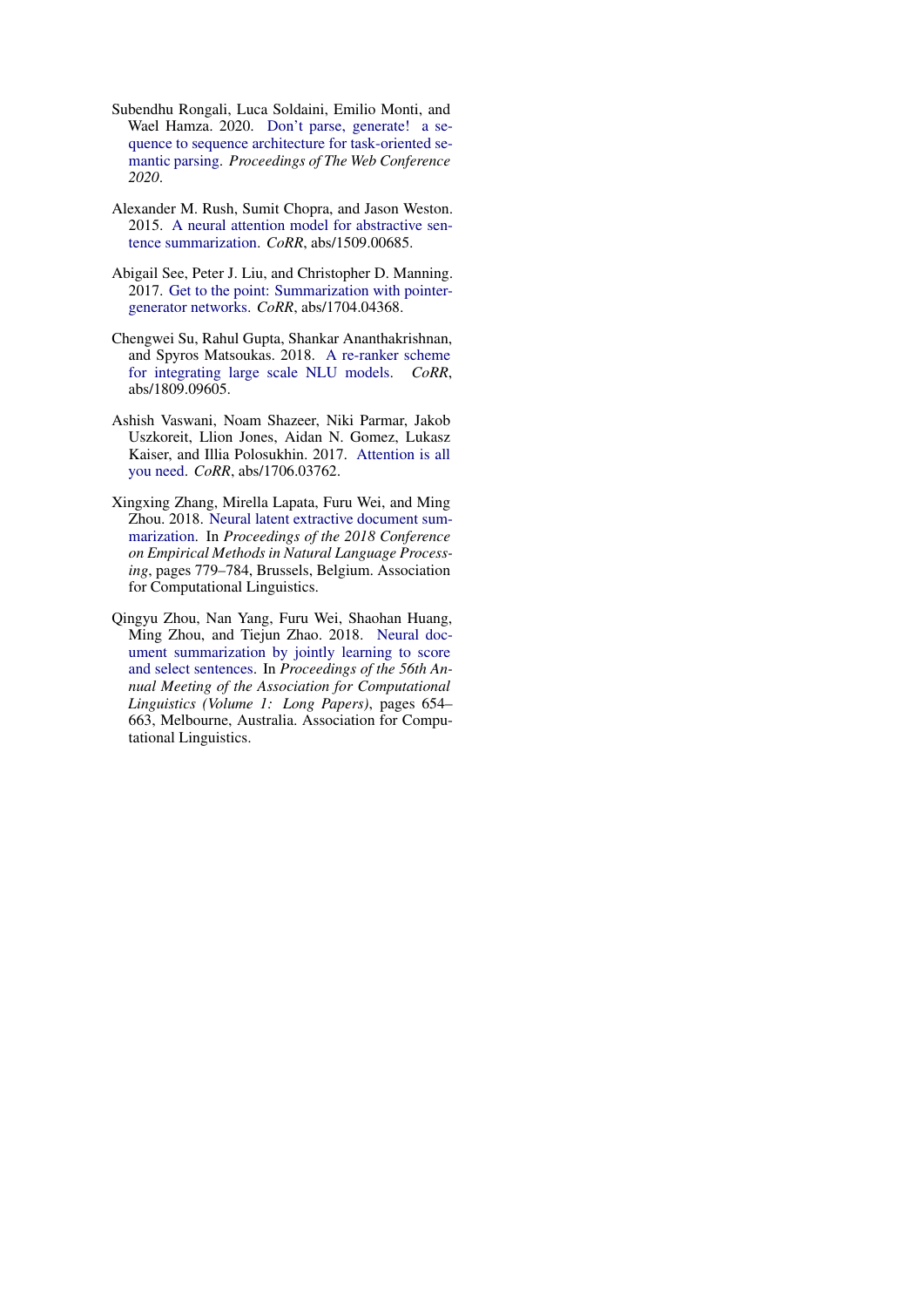Subendhu Rongali, Luca Soldaini, Emilio Monti, and Wael Hamza. 2020. Don't parse, generate! a sequence to sequence architecture for task-oriented semantic parsing. *Proceedings of The Web Conference 2020*.

Alexander M. Rush, Sumit Chopra, and Jason Weston. 2015. A neural attention model for abstractive sentence summarization. *CoRR*, abs/1509.00685.

Abigail See, Peter J. Liu, and Christopher D. Manning. 2017. Get to the point: Summarization with pointer-generator networks. *CoRR*, abs/1704.04368.

Chengwei Su, Rahul Gupta, Shankar Ananthakrishnan, and Spyros Matsoukas. 2018. A re-ranker scheme for integrating large scale NLU models. *CoRR*, abs/1809.09605.

Ashish Vaswani, Noam Shazeer, Niki Parmar, Jakob Uszkoreit, Llion Jones, Aidan N. Gomez, Lukasz Kaiser, and Illia Polosukhin. 2017. Attention is all you need. *CoRR*, abs/1706.03762.

Xingxing Zhang, Mirella Lapata, Furu Wei, and Ming Zhou. 2018. Neural latent extractive document summarization. In *Proceedings of the 2018 Conference on Empirical Methods in Natural Language Processing*, pages 779–784, Brussels, Belgium. Association for Computational Linguistics.

Qingyu Zhou, Nan Yang, Furu Wei, Shaohan Huang, Ming Zhou, and Tiejun Zhao. 2018. Neural document summarization by jointly learning to score and select sentences. In *Proceedings of the 56th Annual Meeting of the Association for Computational Linguistics (Volume 1: Long Papers)*, pages 654–663, Melbourne, Australia. Association for Computational Linguistics.